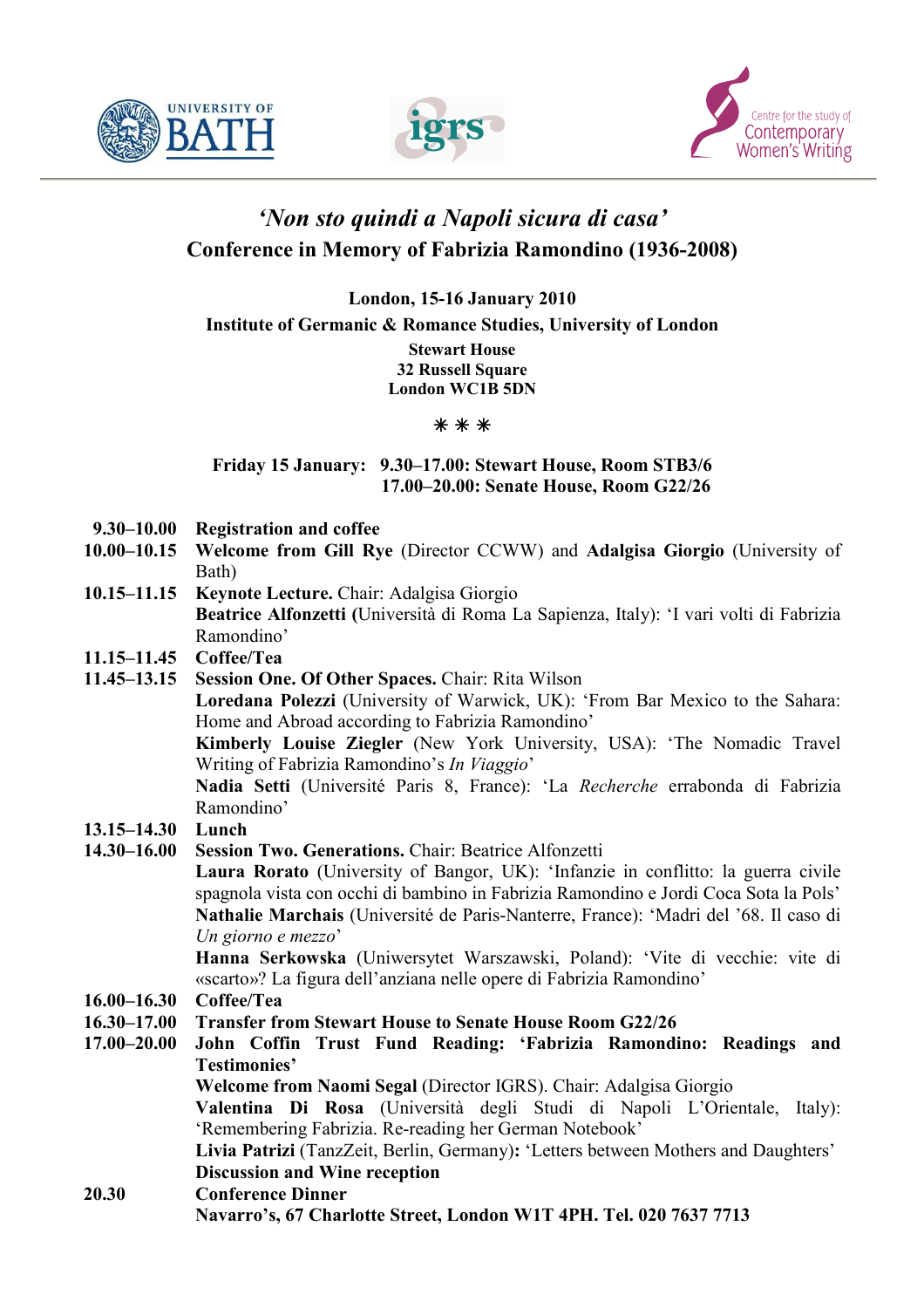UNIVERSITY OF BATH　　igrs　　Centre for the study of Contemporary Women's Writing

# *'Non sto quindi a Napoli sicura di casa'*

## Conference in Memory of Fabrizia Ramondino (1936-2008)

**London, 15-16 January 2010**

**Institute of Germanic & Romance Studies, University of London**

**Stewart House**
**32 Russell Square**
**London WC1B 5DN**

✳ ✳ ✳

**Friday 15 January: 9.30–17.00: Stewart House, Room STB3/6**
**17.00–20.00: Senate House, Room G22/26**

**9.30–10.00** **Registration and coffee**

**10.00–10.15** **Welcome from Gill Rye** (Director CCWW) and **Adalgisa Giorgio** (University of Bath)

**10.15–11.15** **Keynote Lecture.** Chair: Adalgisa Giorgio
**Beatrice Alfonzetti (**Università di Roma La Sapienza, Italy): 'I vari volti di Fabrizia Ramondino'

**11.15–11.45** **Coffee/Tea**

**11.45–13.15** **Session One. Of Other Spaces.** Chair: Rita Wilson
**Loredana Polezzi** (University of Warwick, UK): 'From Bar Mexico to the Sahara: Home and Abroad according to Fabrizia Ramondino'
**Kimberly Louise Ziegler** (New York University, USA): 'The Nomadic Travel Writing of Fabrizia Ramondino's *In Viaggio*'
**Nadia Setti** (Université Paris 8, France): 'La *Recherche* errabonda di Fabrizia Ramondino'

**13.15–14.30** **Lunch**

**14.30–16.00** **Session Two. Generations.** Chair: Beatrice Alfonzetti
**Laura Rorato** (University of Bangor, UK): 'Infanzie in conflitto: la guerra civile spagnola vista con occhi di bambino in Fabrizia Ramondino e Jordi Coca Sota la Pols'
**Nathalie Marchais** (Université de Paris-Nanterre, France): 'Madri del '68. Il caso di *Un giorno e mezzo*'
**Hanna Serkowska** (Uniwersytet Warszawski, Poland): 'Vite di vecchie: vite di «scarto»? La figura dell'anziana nelle opere di Fabrizia Ramondino'

**16.00–16.30** **Coffee/Tea**

**16.30–17.00** **Transfer from Stewart House to Senate House Room G22/26**

**17.00–20.00** **John Coffin Trust Fund Reading: 'Fabrizia Ramondino: Readings and Testimonies'**
**Welcome from Naomi Segal** (Director IGRS). Chair: Adalgisa Giorgio
**Valentina Di Rosa** (Università degli Studi di Napoli L'Orientale, Italy): 'Remembering Fabrizia. Re-reading her German Notebook'
**Livia Patrizi** (TanzZeit, Berlin, Germany)**:** 'Letters between Mothers and Daughters'
**Discussion and Wine reception**

**20.30** **Conference Dinner**
**Navarro's, 67 Charlotte Street, London W1T 4PH. Tel. 020 7637 7713**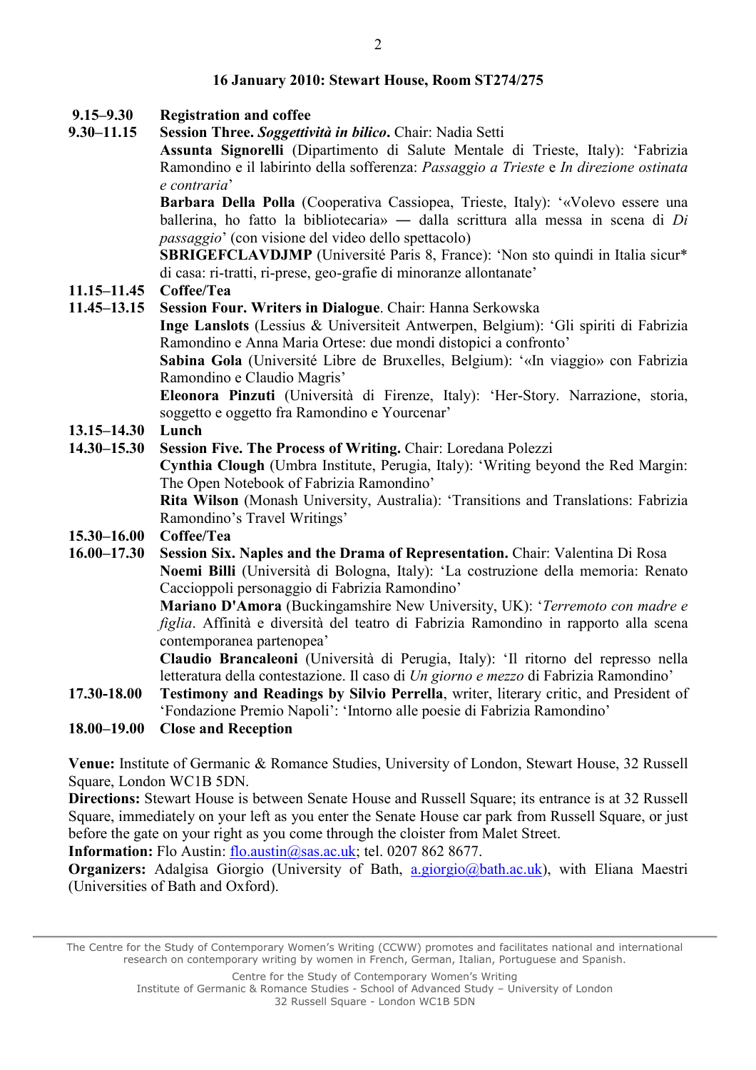**16 January 2010: Stewart House, Room ST274/275**

**9.15–9.30** **Registration and coffee**

**9.30–11.15** **Session Three. *Soggettività in bilico*.** Chair: Nadia Setti

**Assunta Signorelli** (Dipartimento di Salute Mentale di Trieste, Italy): 'Fabrizia Ramondino e il labirinto della sofferenza: *Passaggio a Trieste* e *In direzione ostinata e contraria*'

**Barbara Della Polla** (Cooperativa Cassiopea, Trieste, Italy): '«Volevo essere una ballerina, ho fatto la bibliotecaria» — dalla scrittura alla messa in scena di *Di passaggio*' (con visione del video dello spettacolo)

**SBRIGEFCLAVDJMP** (Université Paris 8, France): 'Non sto quindi in Italia sicur* di casa: ri-tratti, ri-prese, geo-grafie di minoranze allontanate'

**11.15–11.45** **Coffee/Tea**

**11.45–13.15** **Session Four. Writers in Dialogue**. Chair: Hanna Serkowska

**Inge Lanslots** (Lessius & Universiteit Antwerpen, Belgium): 'Gli spiriti di Fabrizia Ramondino e Anna Maria Ortese: due mondi distopici a confronto'

**Sabina Gola** (Université Libre de Bruxelles, Belgium): '«In viaggio» con Fabrizia Ramondino e Claudio Magris'

**Eleonora Pinzuti** (Università di Firenze, Italy): 'Her-Story. Narrazione, storia, soggetto e oggetto fra Ramondino e Yourcenar'

**13.15–14.30** **Lunch**

**14.30–15.30** **Session Five. The Process of Writing.** Chair: Loredana Polezzi

**Cynthia Clough** (Umbra Institute, Perugia, Italy): 'Writing beyond the Red Margin: The Open Notebook of Fabrizia Ramondino'

**Rita Wilson** (Monash University, Australia): 'Transitions and Translations: Fabrizia Ramondino's Travel Writings'

**15.30–16.00** **Coffee/Tea**

**16.00–17.30** **Session Six. Naples and the Drama of Representation.** Chair: Valentina Di Rosa

**Noemi Billi** (Università di Bologna, Italy): 'La costruzione della memoria: Renato Caccioppoli personaggio di Fabrizia Ramondino'

**Mariano D'Amora** (Buckingamshire New University, UK): '*Terremoto con madre e figlia*. Affinità e diversità del teatro di Fabrizia Ramondino in rapporto alla scena contemporanea partenopea'

**Claudio Brancaleoni** (Università di Perugia, Italy): 'Il ritorno del represso nella letteratura della contestazione. Il caso di *Un giorno e mezzo* di Fabrizia Ramondino'

**17.30-18.00** **Testimony and Readings by Silvio Perrella**, writer, literary critic, and President of 'Fondazione Premio Napoli': 'Intorno alle poesie di Fabrizia Ramondino'

**18.00–19.00** **Close and Reception**

**Venue:** Institute of Germanic & Romance Studies, University of London, Stewart House, 32 Russell Square, London WC1B 5DN.

**Directions:** Stewart House is between Senate House and Russell Square; its entrance is at 32 Russell Square, immediately on your left as you enter the Senate House car park from Russell Square, or just before the gate on your right as you come through the cloister from Malet Street.

**Information:** Flo Austin: flo.austin@sas.ac.uk; tel. 0207 862 8677.

**Organizers:** Adalgisa Giorgio (University of Bath, a.giorgio@bath.ac.uk), with Eliana Maestri (Universities of Bath and Oxford).

The Centre for the Study of Contemporary Women's Writing (CCWW) promotes and facilitates national and international research on contemporary writing by women in French, German, Italian, Portuguese and Spanish.

Centre for the Study of Contemporary Women's Writing
Institute of Germanic & Romance Studies - School of Advanced Study – University of London
32 Russell Square - London WC1B 5DN